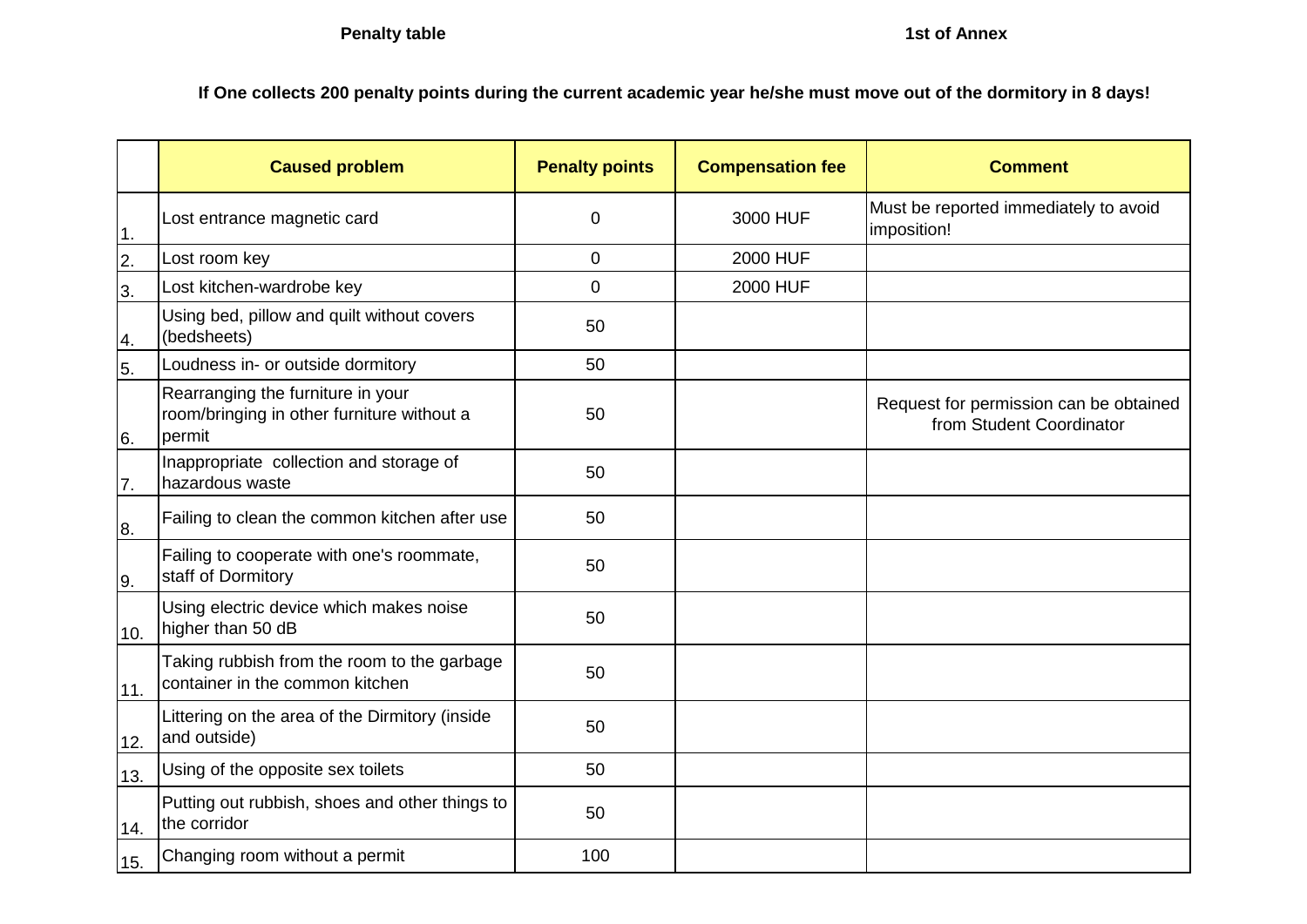**Penalty table**

**1st of Annex**

**If One collects 200 penalty points during the current academic year he/she must move out of the dormitory in 8 days!**

| | Caused problem | Penalty points | Compensation fee | Comment |
|---|---|---|---|---|
| 1. | Lost entrance magnetic card | 0 | 3000 HUF | Must be reported immediately to avoid imposition! |
| 2. | Lost room key | 0 | 2000 HUF | |
| 3. | Lost kitchen-wardrobe key | 0 | 2000 HUF | |
| 4. | Using bed, pillow and quilt without covers (bedsheets) | 50 | | |
| 5. | Loudness in- or outside dormitory | 50 | | |
| 6. | Rearranging the furniture in your room/bringing in other furniture without a permit | 50 | | Request for permission can be obtained from Student Coordinator |
| 7. | Inappropriate collection and storage of hazardous waste | 50 | | |
| 8. | Failing to clean the common kitchen after use | 50 | | |
| 9. | Failing to cooperate with one's roommate, staff of Dormitory | 50 | | |
| 10. | Using electric device which makes noise higher than 50 dB | 50 | | |
| 11. | Taking rubbish from the room to the garbage container in the common kitchen | 50 | | |
| 12. | Littering on the area of the Dirmitory (inside and outside) | 50 | | |
| 13. | Using of the opposite sex toilets | 50 | | |
| 14. | Putting out rubbish, shoes and other things to the corridor | 50 | | |
| 15. | Changing room without a permit | 100 | | |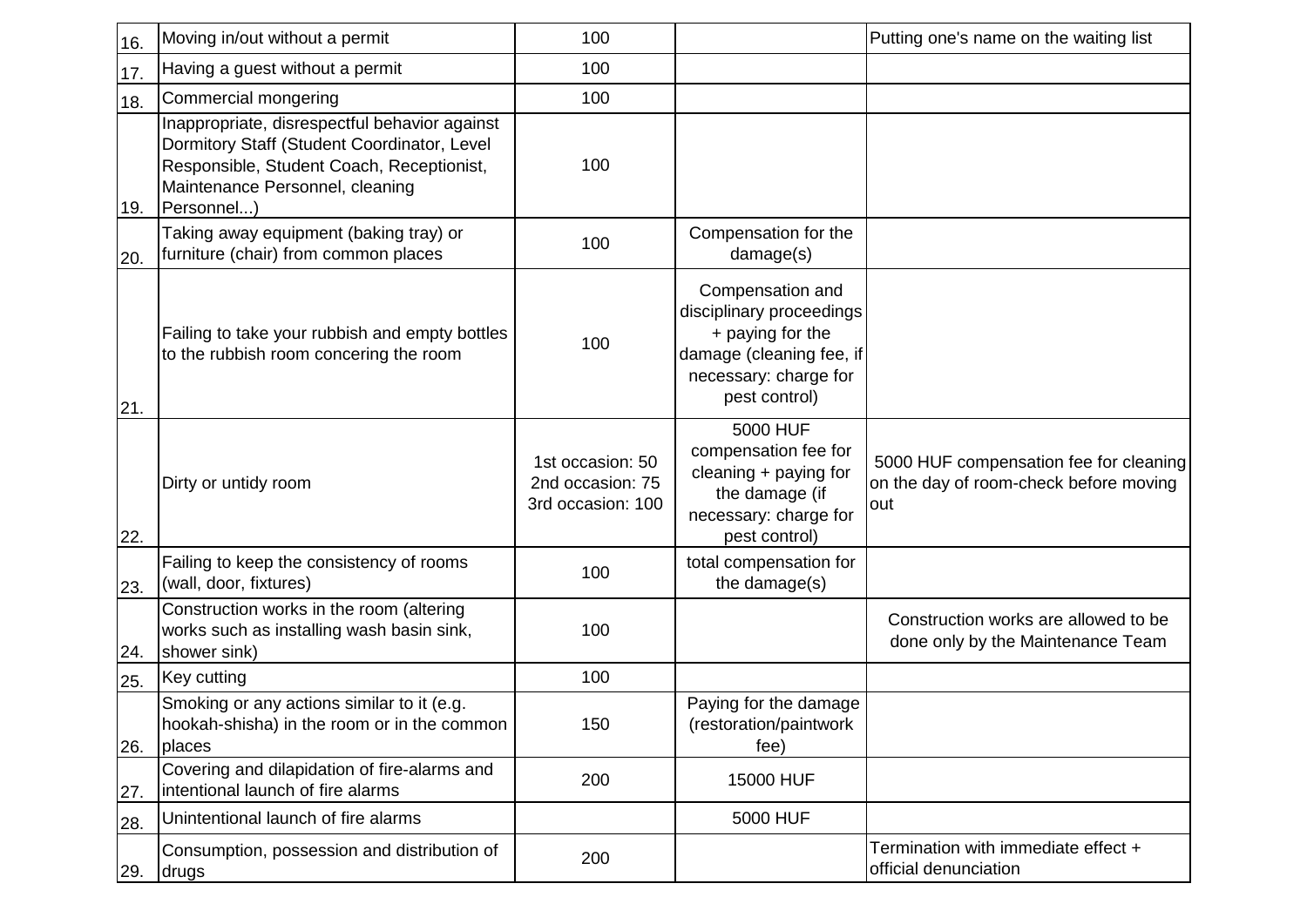| | | | | |
|---|---|---|---|---|
| 16. | Moving in/out without a permit | 100 | | Putting one's name on the waiting list |
| 17. | Having a guest without a permit | 100 | | |
| 18. | Commercial mongering | 100 | | |
| 19. | Inappropriate, disrespectful behavior against Dormitory Staff (Student Coordinator, Level Responsible, Student Coach, Receptionist, Maintenance Personnel, cleaning Personnel...) | 100 | | |
| 20. | Taking away equipment (baking tray) or furniture (chair) from common places | 100 | Compensation for the damage(s) | |
| 21. | Failing to take your rubbish and empty bottles to the rubbish room concering the room | 100 | Compensation and disciplinary proceedings + paying for the damage (cleaning fee, if necessary: charge for pest control) | |
| 22. | Dirty or untidy room | 1st occasion: 50<br>2nd occasion: 75<br>3rd occasion: 100 | 5000 HUF compensation fee for cleaning + paying for the damage (if necessary: charge for pest control) | 5000 HUF compensation fee for cleaning on the day of room-check before moving out |
| 23. | Failing to keep the consistency of rooms (wall, door, fixtures) | 100 | total compensation for the damage(s) | |
| 24. | Construction works in the room (altering works such as installing wash basin sink, shower sink) | 100 | | Construction works are allowed to be done only by the Maintenance Team |
| 25. | Key cutting | 100 | | |
| 26. | Smoking or any actions similar to it (e.g. hookah-shisha) in the room or in the common places | 150 | Paying for the damage (restoration/paintwork fee) | |
| 27. | Covering and dilapidation of fire-alarms and intentional launch of fire alarms | 200 | 15000 HUF | |
| 28. | Unintentional launch of fire alarms | | 5000 HUF | |
| 29. | Consumption, possession and distribution of drugs | 200 | | Termination with immediate effect + official denunciation |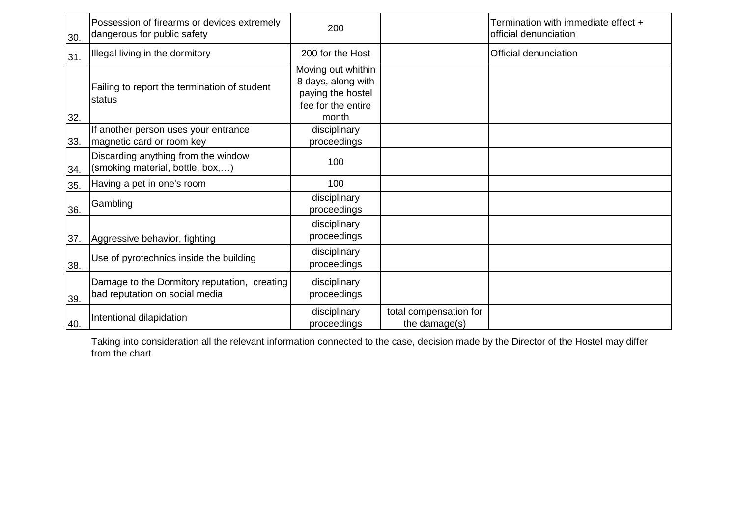| | | | | |
|---|---|---|---|---|
| 30. | Possession of firearms or devices extremely dangerous for public safety | 200 | | Termination with immediate effect + official denunciation |
| 31. | Illegal living in the dormitory | 200 for the Host | | Official denunciation |
| 32. | Failing to report the termination of student status | Moving out whithin 8 days, along with paying the hostel fee for the entire month | | |
| 33. | If another person uses your entrance magnetic card or room key | disciplinary proceedings | | |
| 34. | Discarding anything from the window (smoking material, bottle, box,…) | 100 | | |
| 35. | Having a pet in one's room | 100 | | |
| 36. | Gambling | disciplinary proceedings | | |
| 37. | Aggressive behavior, fighting | disciplinary proceedings | | |
| 38. | Use of pyrotechnics inside the building | disciplinary proceedings | | |
| 39. | Damage to the Dormitory reputation, creating bad reputation on social media | disciplinary proceedings | | |
| 40. | Intentional dilapidation | disciplinary proceedings | total compensation for the damage(s) | |

Taking into consideration all the relevant information connected to the case, decision made by the Director of the Hostel may differ from the chart.